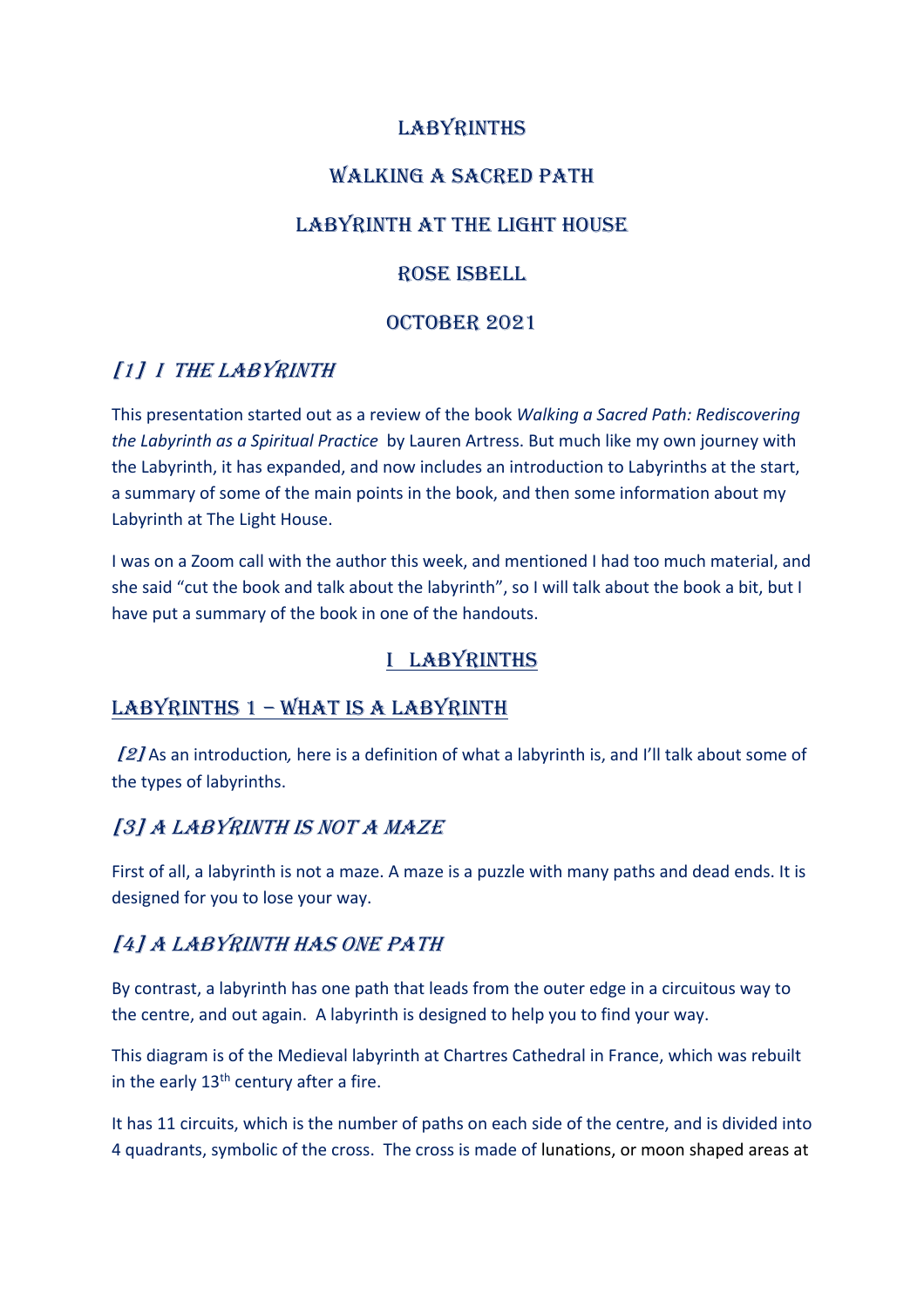# Labyrinths

# Walking a Sacred Path

# Labyrinth at The Light House

# Rose Isbell

# October 2021

## *[1] I The Labyrinth*

This presentation started out as a review of the book *Walking a Sacred Path: Rediscovering the Labyrinth as a Spiritual Practice* by Lauren Artress. But much like my own journey with the Labyrinth, it has expanded, and now includes an introduction to Labyrinths at the start, a summary of some of the main points in the book, and then some information about my Labyrinth at The Light House.

I was on a Zoom call with the author this week, and mentioned I had too much material, and she said "cut the book and talk about the labyrinth", so I will talk about the book a bit, but I have put a summary of the book in one of the handouts.

## I Labyrinths

### Labyrinths 1 – What is a Labyrinth

*[2]* As an introduction, here is a definition of what a labyrinth is, and I'll talk about some of the types of labyrinths.

### *[3] A Labyrinth is not a Maze*

First of all, a labyrinth is not a maze. A maze is a puzzle with many paths and dead ends. It is designed for you to lose your way.

### *[4] A Labyrinth has one Path*

By contrast, a labyrinth has one path that leads from the outer edge in a circuitous way to the centre, and out again. A labyrinth is designed to help you to find your way.

This diagram is of the Medieval labyrinth at Chartres Cathedral in France, which was rebuilt in the early 13th century after a fire.

It has 11 circuits, which is the number of paths on each side of the centre, and is divided into 4 quadrants, symbolic of the cross. The cross is made of lunations, or moon shaped areas at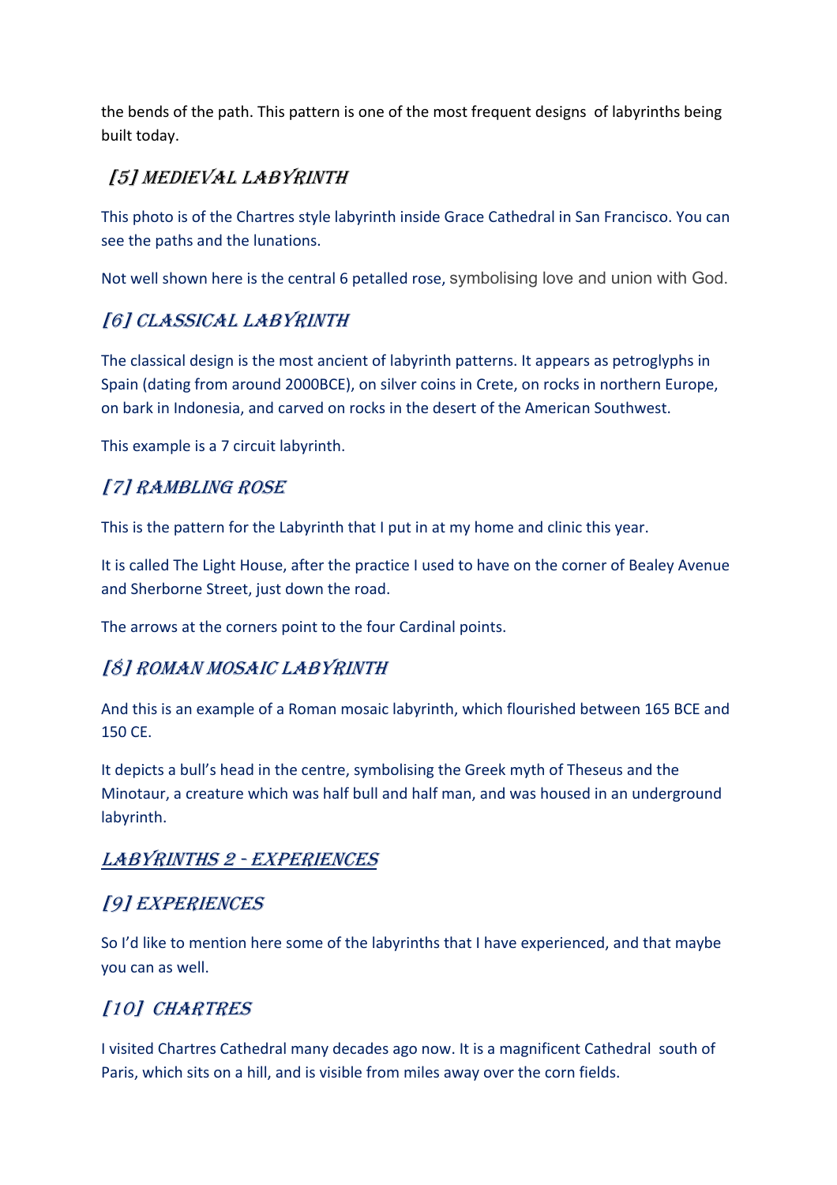the bends of the path. This pattern is one of the most frequent designs of labyrinths being built today.

## [5] MEDIEVAL LABYRINTH

This photo is of the Chartres style labyrinth inside Grace Cathedral in San Francisco. You can see the paths and the lunations.

Not well shown here is the central 6 petalled rose, symbolising love and union with God.

## [6] CLASSICAL LABYRINTH

The classical design is the most ancient of labyrinth patterns. It appears as petroglyphs in Spain (dating from around 2000BCE), on silver coins in Crete, on rocks in northern Europe, on bark in Indonesia, and carved on rocks in the desert of the American Southwest.

This example is a 7 circuit labyrinth.

## [7] RAMBLING ROSE

This is the pattern for the Labyrinth that I put in at my home and clinic this year.

It is called The Light House, after the practice I used to have on the corner of Bealey Avenue and Sherborne Street, just down the road.

The arrows at the corners point to the four Cardinal points.

## [8] ROMAN MOSAIC LABYRINTH

And this is an example of a Roman mosaic labyrinth, which flourished between 165 BCE and 150 CE.

It depicts a bull's head in the centre, symbolising the Greek myth of Theseus and the Minotaur, a creature which was half bull and half man, and was housed in an underground labyrinth.

## LABYRINTHS 2 - EXPERIENCES

## [9] EXPERIENCES

So I'd like to mention here some of the labyrinths that I have experienced, and that maybe you can as well.

## [10] CHARTRES

I visited Chartres Cathedral many decades ago now. It is a magnificent Cathedral south of Paris, which sits on a hill, and is visible from miles away over the corn fields.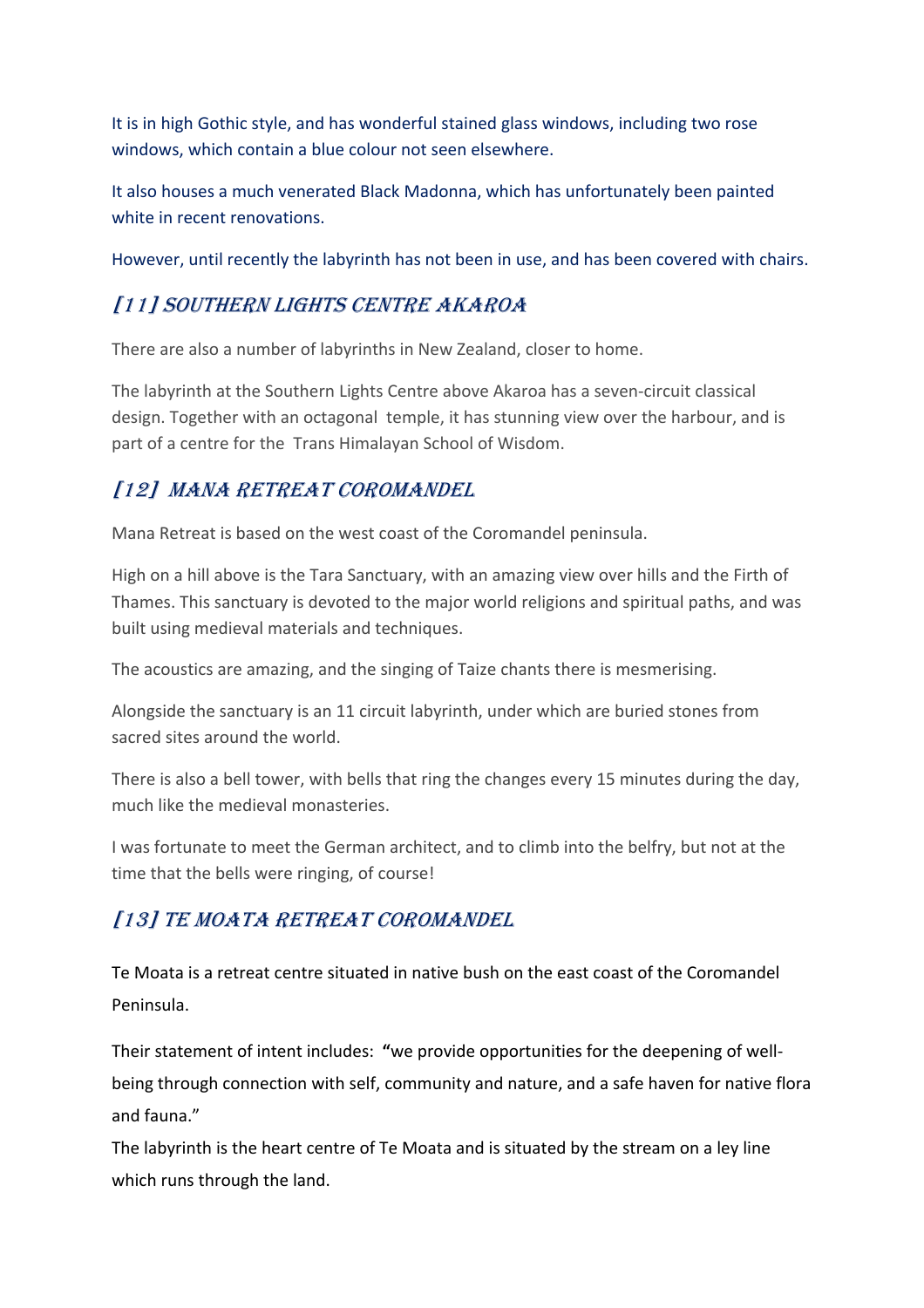It is in high Gothic style, and has wonderful stained glass windows, including two rose windows, which contain a blue colour not seen elsewhere.

It also houses a much venerated Black Madonna, which has unfortunately been painted white in recent renovations.

However, until recently the labyrinth has not been in use, and has been covered with chairs.

## [11] Southern Lights Centre Akaroa

There are also a number of labyrinths in New Zealand, closer to home.

The labyrinth at the Southern Lights Centre above Akaroa has a seven-circuit classical design. Together with an octagonal temple, it has stunning view over the harbour, and is part of a centre for the Trans Himalayan School of Wisdom.

## [12] Mana Retreat Coromandel

Mana Retreat is based on the west coast of the Coromandel peninsula.

High on a hill above is the Tara Sanctuary, with an amazing view over hills and the Firth of Thames. This sanctuary is devoted to the major world religions and spiritual paths, and was built using medieval materials and techniques.

The acoustics are amazing, and the singing of Taize chants there is mesmerising.

Alongside the sanctuary is an 11 circuit labyrinth, under which are buried stones from sacred sites around the world.

There is also a bell tower, with bells that ring the changes every 15 minutes during the day, much like the medieval monasteries.

I was fortunate to meet the German architect, and to climb into the belfry, but not at the time that the bells were ringing, of course!

## [13] Te Moata Retreat Coromandel

Te Moata is a retreat centre situated in native bush on the east coast of the Coromandel Peninsula.

Their statement of intent includes: **"**we provide opportunities for the deepening of well-being through connection with self, community and nature, and a safe haven for native flora and fauna."

The labyrinth is the heart centre of Te Moata and is situated by the stream on a ley line which runs through the land.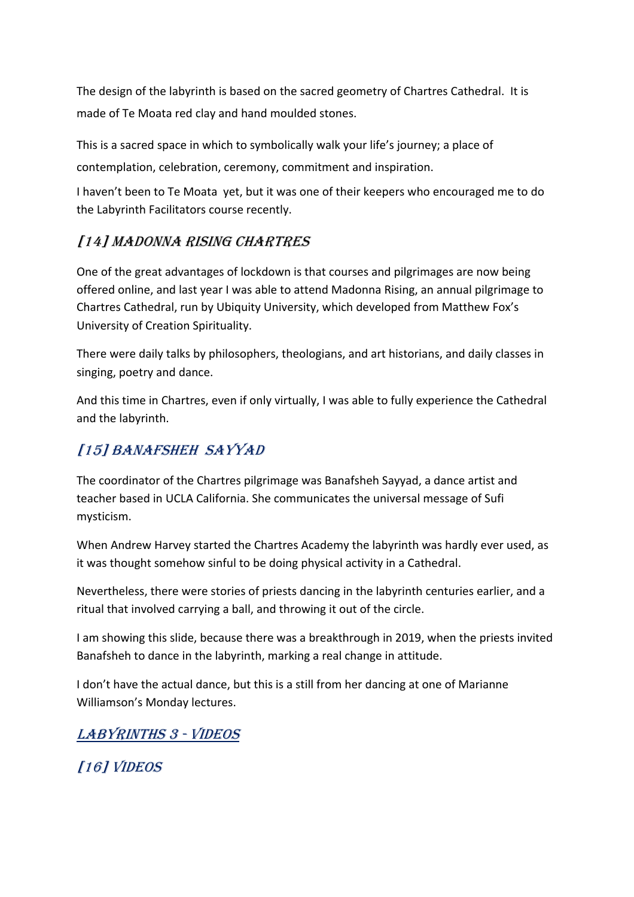The design of the labyrinth is based on the sacred geometry of Chartres Cathedral. It is made of Te Moata red clay and hand moulded stones.

This is a sacred space in which to symbolically walk your life's journey; a place of contemplation, celebration, ceremony, commitment and inspiration.

I haven't been to Te Moata yet, but it was one of their keepers who encouraged me to do the Labyrinth Facilitators course recently.

### [14] Madonna Rising Chartres

One of the great advantages of lockdown is that courses and pilgrimages are now being offered online, and last year I was able to attend Madonna Rising, an annual pilgrimage to Chartres Cathedral, run by Ubiquity University, which developed from Matthew Fox's University of Creation Spirituality.

There were daily talks by philosophers, theologians, and art historians, and daily classes in singing, poetry and dance.

And this time in Chartres, even if only virtually, I was able to fully experience the Cathedral and the labyrinth.

### [15] Banafsheh Sayyad

The coordinator of the Chartres pilgrimage was Banafsheh Sayyad, a dance artist and teacher based in UCLA California. She communicates the universal message of Sufi mysticism.

When Andrew Harvey started the Chartres Academy the labyrinth was hardly ever used, as it was thought somehow sinful to be doing physical activity in a Cathedral.

Nevertheless, there were stories of priests dancing in the labyrinth centuries earlier, and a ritual that involved carrying a ball, and throwing it out of the circle.

I am showing this slide, because there was a breakthrough in 2019, when the priests invited Banafsheh to dance in the labyrinth, marking a real change in attitude.

I don't have the actual dance, but this is a still from her dancing at one of Marianne Williamson's Monday lectures.

## Labyrinths 3 - Videos

### [16] Videos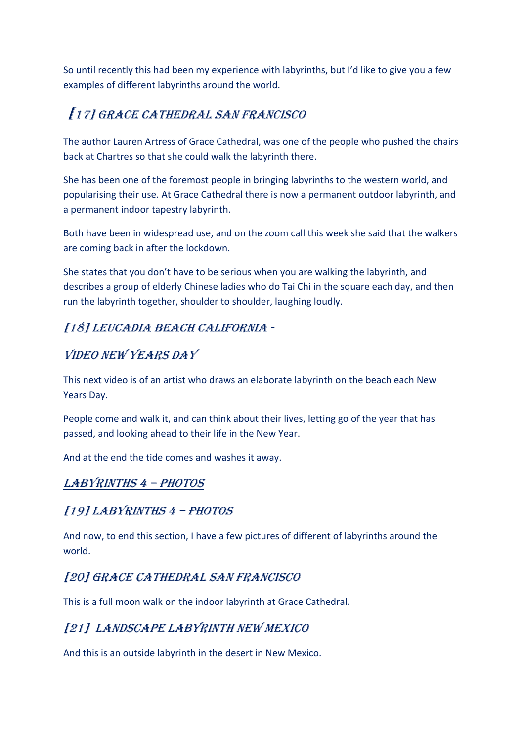So until recently this had been my experience with labyrinths, but I'd like to give you a few examples of different labyrinths around the world.

## [17] Grace Cathedral San Francisco

The author Lauren Artress of Grace Cathedral, was one of the people who pushed the chairs back at Chartres so that she could walk the labyrinth there.

She has been one of the foremost people in bringing labyrinths to the western world, and popularising their use. At Grace Cathedral there is now a permanent outdoor labyrinth, and a permanent indoor tapestry labyrinth.

Both have been in widespread use, and on the zoom call this week she said that the walkers are coming back in after the lockdown.

She states that you don't have to be serious when you are walking the labyrinth, and describes a group of elderly Chinese ladies who do Tai Chi in the square each day, and then run the labyrinth together, shoulder to shoulder, laughing loudly.

## [18] Leucadia Beach California -

## Video New Years Day

This next video is of an artist who draws an elaborate labyrinth on the beach each New Years Day.

People come and walk it, and can think about their lives, letting go of the year that has passed, and looking ahead to their life in the New Year.

And at the end the tide comes and washes it away.

## Labyrinths 4 – Photos

## [19] Labyrinths 4 – Photos

And now, to end this section, I have a few pictures of different of labyrinths around the world.

## [20] Grace Cathedral San Francisco

This is a full moon walk on the indoor labyrinth at Grace Cathedral.

## [21] Landscape Labyrinth New Mexico

And this is an outside labyrinth in the desert in New Mexico.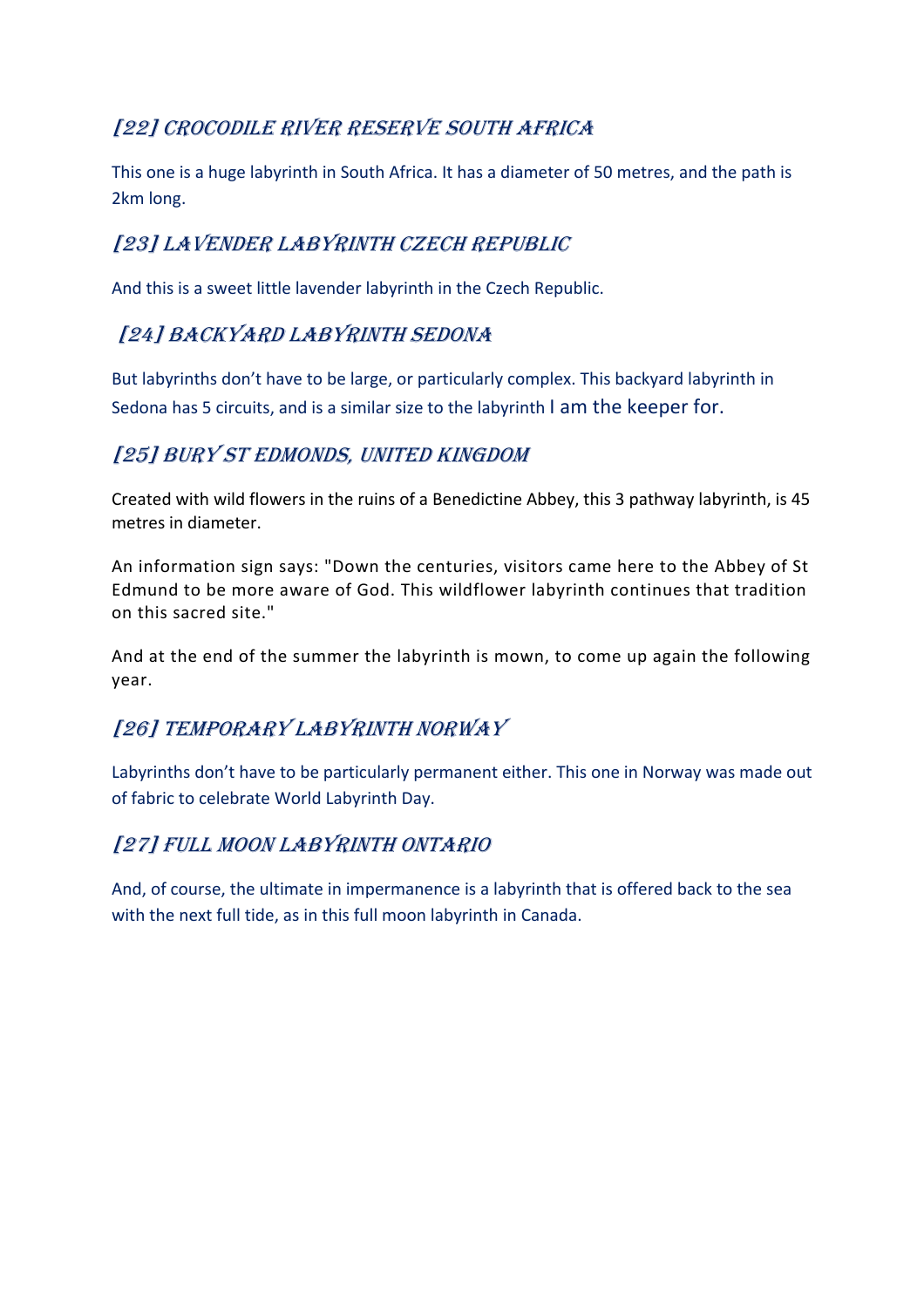## [22] Crocodile River Reserve South Africa

This one is a huge labyrinth in South Africa. It has a diameter of 50 metres, and the path is 2km long.

## [23] Lavender Labyrinth Czech Republic

And this is a sweet little lavender labyrinth in the Czech Republic.

## [24] Backyard Labyrinth Sedona

But labyrinths don't have to be large, or particularly complex. This backyard labyrinth in Sedona has 5 circuits, and is a similar size to the labyrinth I am the keeper for.

## [25] Bury St Edmonds, United Kingdom

Created with wild flowers in the ruins of a Benedictine Abbey, this 3 pathway labyrinth, is 45 metres in diameter.

An information sign says: "Down the centuries, visitors came here to the Abbey of St Edmund to be more aware of God. This wildflower labyrinth continues that tradition on this sacred site."

And at the end of the summer the labyrinth is mown, to come up again the following year.

## [26] Temporary Labyrinth Norway

Labyrinths don't have to be particularly permanent either. This one in Norway was made out of fabric to celebrate World Labyrinth Day.

## [27] Full Moon Labyrinth Ontario

And, of course, the ultimate in impermanence is a labyrinth that is offered back to the sea with the next full tide, as in this full moon labyrinth in Canada.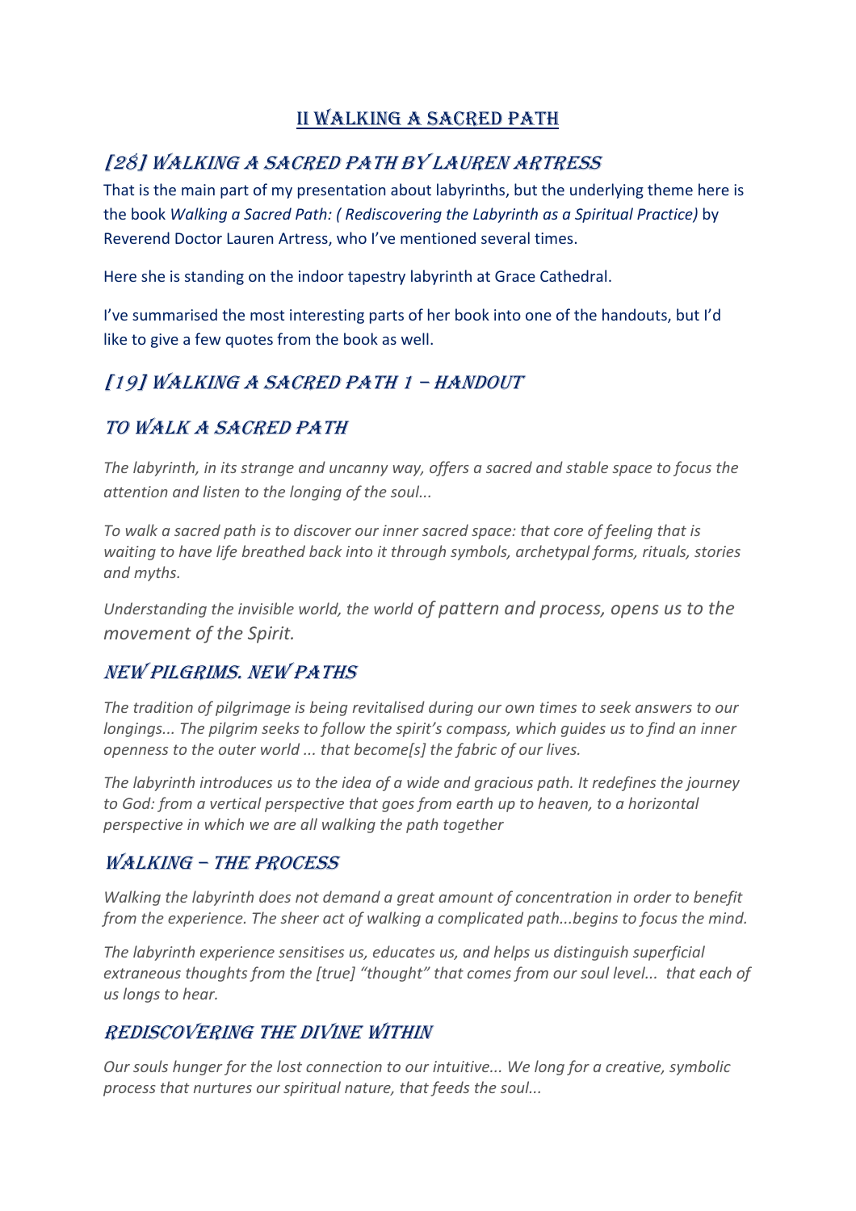## II Walking a Sacred Path

### [28] Walking a Sacred Path by Lauren Artress

That is the main part of my presentation about labyrinths, but the underlying theme here is the book *Walking a Sacred Path: ( Rediscovering the Labyrinth as a Spiritual Practice)* by Reverend Doctor Lauren Artress, who I've mentioned several times.

Here she is standing on the indoor tapestry labyrinth at Grace Cathedral.

I've summarised the most interesting parts of her book into one of the handouts, but I'd like to give a few quotes from the book as well.

### [19] Walking a Sacred Path 1 – Handout

### To Walk a Sacred Path

*The labyrinth, in its strange and uncanny way, offers a sacred and stable space to focus the attention and listen to the longing of the soul...*

*To walk a sacred path is to discover our inner sacred space: that core of feeling that is waiting to have life breathed back into it through symbols, archetypal forms, rituals, stories and myths.*

*Understanding the invisible world, the world of pattern and process, opens us to the movement of the Spirit.*

### New Pilgrims. New Paths

*The tradition of pilgrimage is being revitalised during our own times to seek answers to our longings... The pilgrim seeks to follow the spirit's compass, which guides us to find an inner openness to the outer world ... that become[s] the fabric of our lives.*

*The labyrinth introduces us to the idea of a wide and gracious path. It redefines the journey to God: from a vertical perspective that goes from earth up to heaven, to a horizontal perspective in which we are all walking the path together*

### Walking – the Process

*Walking the labyrinth does not demand a great amount of concentration in order to benefit from the experience. The sheer act of walking a complicated path...begins to focus the mind.*

*The labyrinth experience sensitises us, educates us, and helps us distinguish superficial extraneous thoughts from the [true] "thought" that comes from our soul level... that each of us longs to hear.*

### Rediscovering the Divine Within

*Our souls hunger for the lost connection to our intuitive... We long for a creative, symbolic process that nurtures our spiritual nature, that feeds the soul...*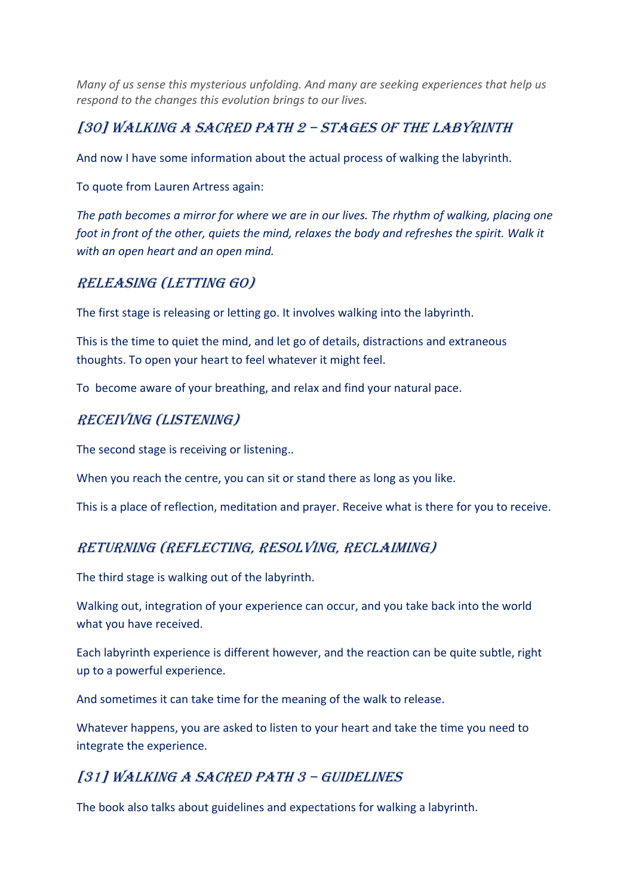*Many of us sense this mysterious unfolding. And many are seeking experiences that help us respond to the changes this evolution brings to our lives.*

## [30] Walking a Sacred Path 2 – Stages of the Labyrinth

And now I have some information about the actual process of walking the labyrinth.

To quote from Lauren Artress again:

*The path becomes a mirror for where we are in our lives. The rhythm of walking, placing one foot in front of the other, quiets the mind, relaxes the body and refreshes the spirit. Walk it with an open heart and an open mind.*

### Releasing (Letting Go)

The first stage is releasing or letting go. It involves walking into the labyrinth.

This is the time to quiet the mind, and let go of details, distractions and extraneous thoughts. To open your heart to feel whatever it might feel.

To become aware of your breathing, and relax and find your natural pace.

### Receiving (Listening)

The second stage is receiving or listening..

When you reach the centre, you can sit or stand there as long as you like.

This is a place of reflection, meditation and prayer. Receive what is there for you to receive.

### Returning (Reflecting, Resolving, Reclaiming)

The third stage is walking out of the labyrinth.

Walking out, integration of your experience can occur, and you take back into the world what you have received.

Each labyrinth experience is different however, and the reaction can be quite subtle, right up to a powerful experience.

And sometimes it can take time for the meaning of the walk to release.

Whatever happens, you are asked to listen to your heart and take the time you need to integrate the experience.

## [31] Walking a Sacred Path 3 – Guidelines

The book also talks about guidelines and expectations for walking a labyrinth.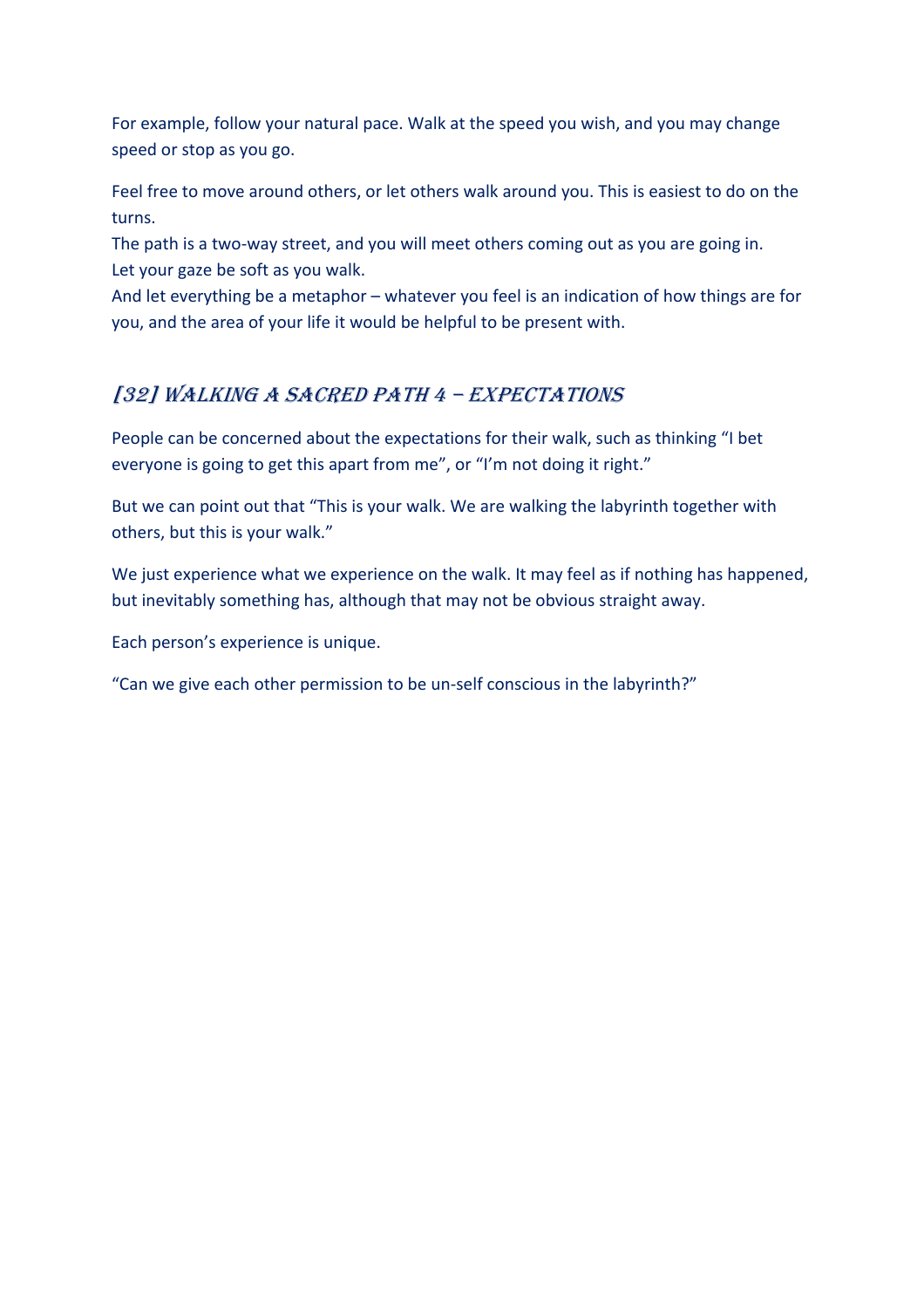For example, follow your natural pace. Walk at the speed you wish, and you may change speed or stop as you go.

Feel free to move around others, or let others walk around you. This is easiest to do on the turns.
The path is a two-way street, and you will meet others coming out as you are going in.
Let your gaze be soft as you walk.
And let everything be a metaphor – whatever you feel is an indication of how things are for you, and the area of your life it would be helpful to be present with.

## [32] Walking a Sacred Path 4 – Expectations

People can be concerned about the expectations for their walk, such as thinking "I bet everyone is going to get this apart from me", or "I'm not doing it right."

But we can point out that "This is your walk. We are walking the labyrinth together with others, but this is your walk."

We just experience what we experience on the walk. It may feel as if nothing has happened, but inevitably something has, although that may not be obvious straight away.

Each person's experience is unique.

"Can we give each other permission to be un-self conscious in the labyrinth?"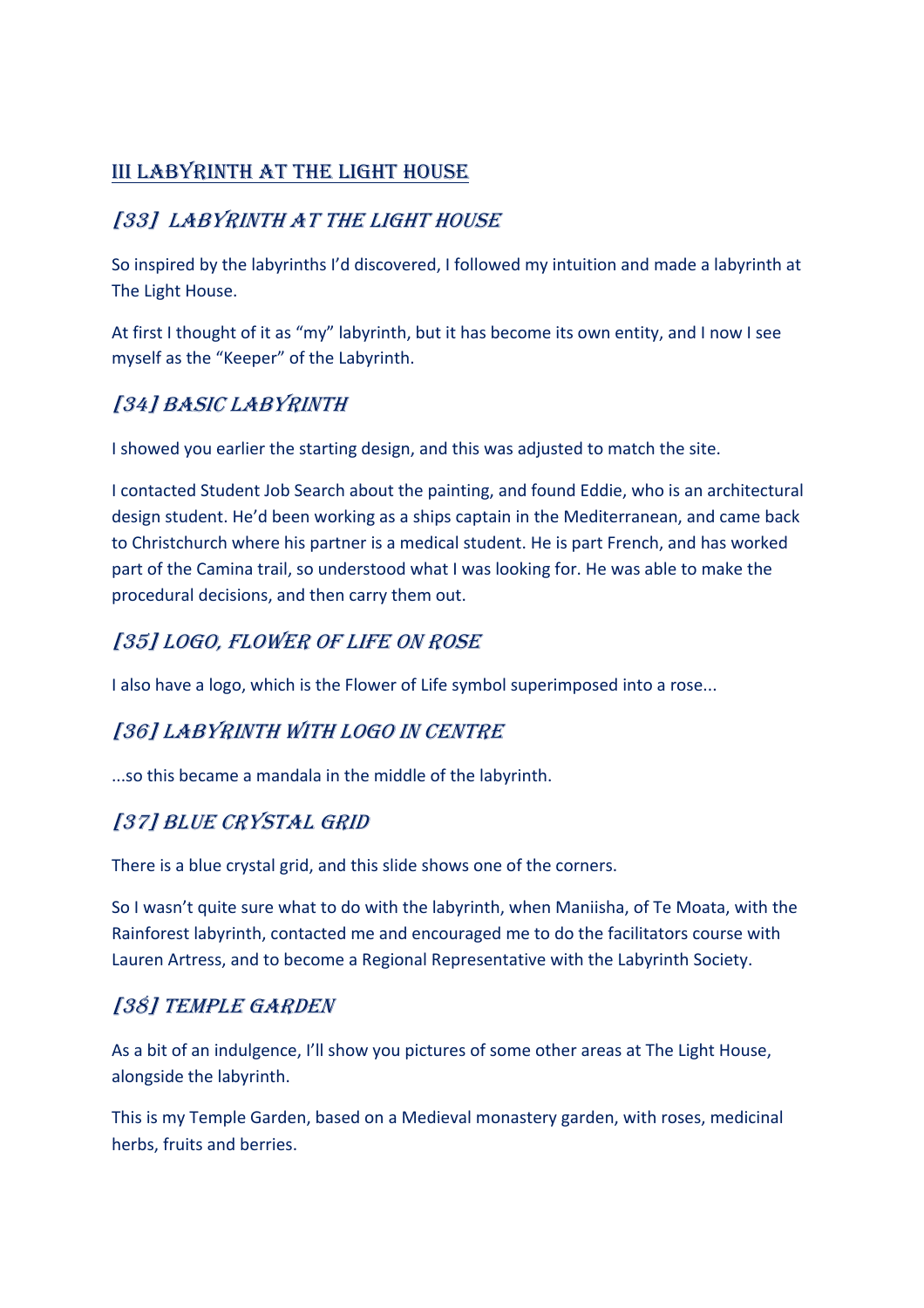## III Labyrinth at the Light House

### [33] Labyrinth at the Light House

So inspired by the labyrinths I'd discovered, I followed my intuition and made a labyrinth at The Light House.

At first I thought of it as "my" labyrinth, but it has become its own entity, and I now I see myself as the "Keeper" of the Labyrinth.

### [34] Basic Labyrinth

I showed you earlier the starting design, and this was adjusted to match the site.

I contacted Student Job Search about the painting, and found Eddie, who is an architectural design student. He'd been working as a ships captain in the Mediterranean, and came back to Christchurch where his partner is a medical student. He is part French, and has worked part of the Camina trail, so understood what I was looking for. He was able to make the procedural decisions, and then carry them out.

### [35] Logo, Flower of Life on Rose

I also have a logo, which is the Flower of Life symbol superimposed into a rose...

### [36] Labyrinth with logo in centre

...so this became a mandala in the middle of the labyrinth.

### [37] Blue Crystal Grid

There is a blue crystal grid, and this slide shows one of the corners.

So I wasn't quite sure what to do with the labyrinth, when Maniisha, of Te Moata, with the Rainforest labyrinth, contacted me and encouraged me to do the facilitators course with Lauren Artress, and to become a Regional Representative with the Labyrinth Society.

### [38] Temple Garden

As a bit of an indulgence, I'll show you pictures of some other areas at The Light House, alongside the labyrinth.

This is my Temple Garden, based on a Medieval monastery garden, with roses, medicinal herbs, fruits and berries.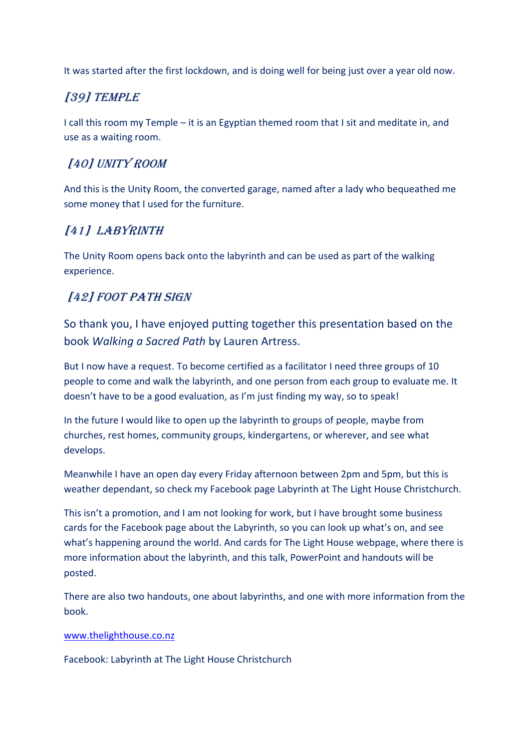It was started after the first lockdown, and is doing well for being just over a year old now.

## [39] Temple

I call this room my Temple – it is an Egyptian themed room that I sit and meditate in, and use as a waiting room.

## [40] Unity Room

And this is the Unity Room, the converted garage, named after a lady who bequeathed me some money that I used for the furniture.

## [41] Labyrinth

The Unity Room opens back onto the labyrinth and can be used as part of the walking experience.

## [42] Foot Path Sign

So thank you, I have enjoyed putting together this presentation based on the book *Walking a Sacred Path* by Lauren Artress.

But I now have a request. To become certified as a facilitator I need three groups of 10 people to come and walk the labyrinth, and one person from each group to evaluate me. It doesn't have to be a good evaluation, as I'm just finding my way, so to speak!

In the future I would like to open up the labyrinth to groups of people, maybe from churches, rest homes, community groups, kindergartens, or wherever, and see what develops.

Meanwhile I have an open day every Friday afternoon between 2pm and 5pm, but this is weather dependant, so check my Facebook page Labyrinth at The Light House Christchurch.

This isn't a promotion, and I am not looking for work, but I have brought some business cards for the Facebook page about the Labyrinth, so you can look up what's on, and see what's happening around the world. And cards for The Light House webpage, where there is more information about the labyrinth, and this talk, PowerPoint and handouts will be posted.

There are also two handouts, one about labyrinths, and one with more information from the book.

[www.thelighthouse.co.nz](http://www.thelighthouse.co.nz)

Facebook: Labyrinth at The Light House Christchurch